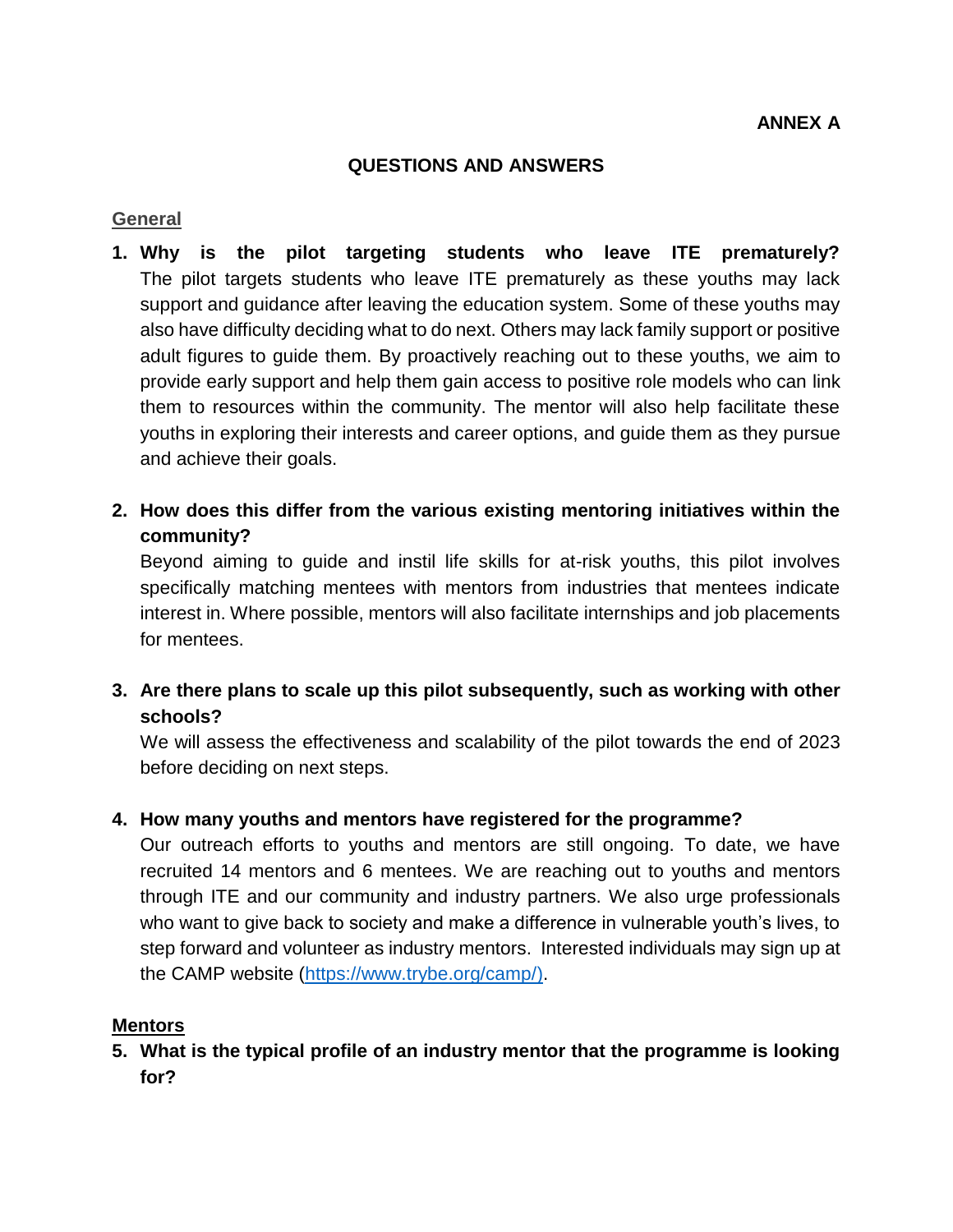**ANNEX A**

# QUESTIONS AND ANSWERS

## General

1. **Why is the pilot targeting students who leave ITE prematurely?**
   The pilot targets students who leave ITE prematurely as these youths may lack support and guidance after leaving the education system. Some of these youths may also have difficulty deciding what to do next. Others may lack family support or positive adult figures to guide them. By proactively reaching out to these youths, we aim to provide early support and help them gain access to positive role models who can link them to resources within the community. The mentor will also help facilitate these youths in exploring their interests and career options, and guide them as they pursue and achieve their goals.

2. **How does this differ from the various existing mentoring initiatives within the community?**
   Beyond aiming to guide and instil life skills for at-risk youths, this pilot involves specifically matching mentees with mentors from industries that mentees indicate interest in. Where possible, mentors will also facilitate internships and job placements for mentees.

3. **Are there plans to scale up this pilot subsequently, such as working with other schools?**
   We will assess the effectiveness and scalability of the pilot towards the end of 2023 before deciding on next steps.

4. **How many youths and mentors have registered for the programme?**
   Our outreach efforts to youths and mentors are still ongoing. To date, we have recruited 14 mentors and 6 mentees. We are reaching out to youths and mentors through ITE and our community and industry partners. We also urge professionals who want to give back to society and make a difference in vulnerable youth's lives, to step forward and volunteer as industry mentors. Interested individuals may sign up at the CAMP website ([https://www.trybe.org/camp/)](https://www.trybe.org/camp/).

## Mentors

5. **What is the typical profile of an industry mentor that the programme is looking for?**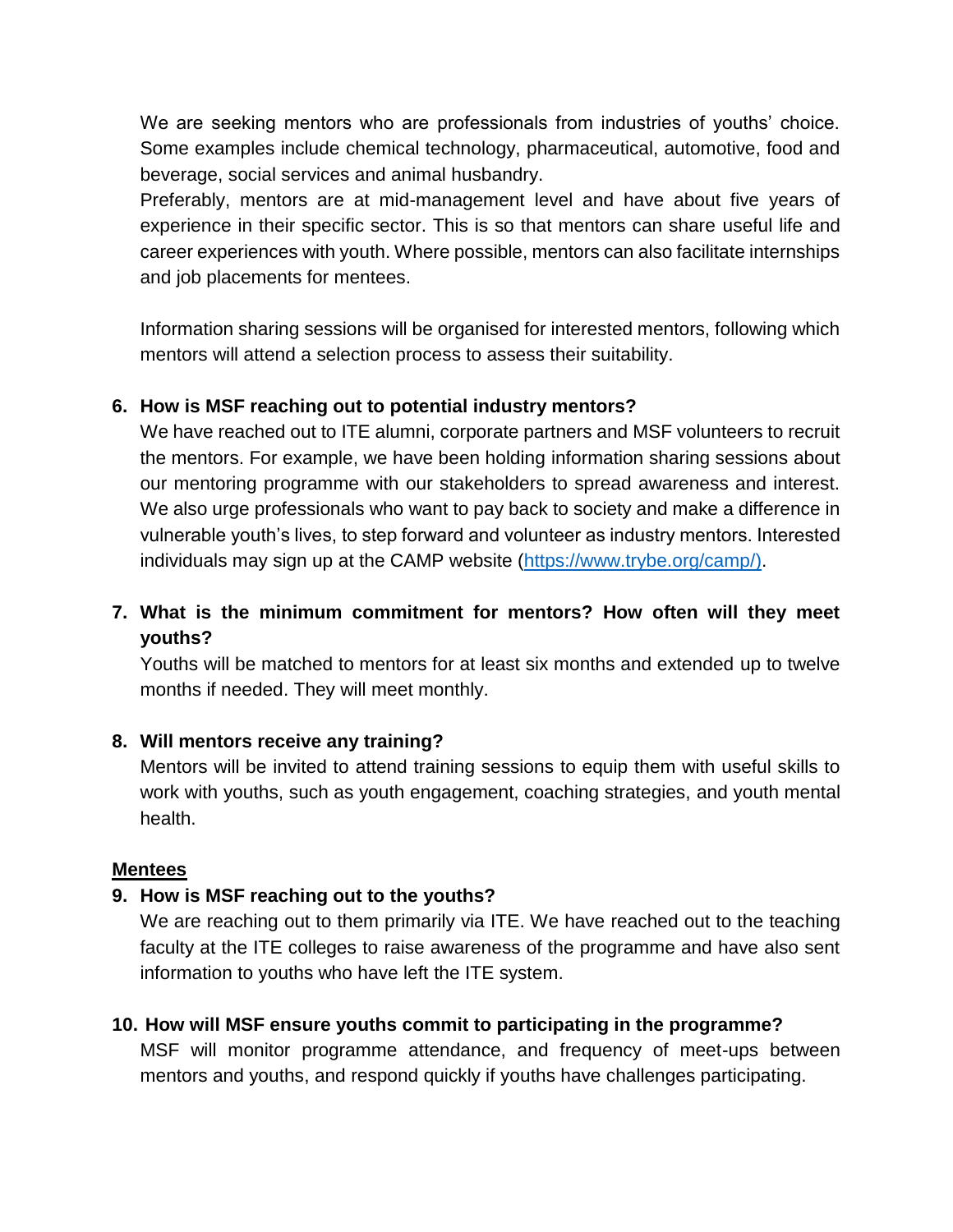We are seeking mentors who are professionals from industries of youths' choice. Some examples include chemical technology, pharmaceutical, automotive, food and beverage, social services and animal husbandry.

Preferably, mentors are at mid-management level and have about five years of experience in their specific sector. This is so that mentors can share useful life and career experiences with youth. Where possible, mentors can also facilitate internships and job placements for mentees.

Information sharing sessions will be organised for interested mentors, following which mentors will attend a selection process to assess their suitability.

6. **How is MSF reaching out to potential industry mentors?**

   We have reached out to ITE alumni, corporate partners and MSF volunteers to recruit the mentors. For example, we have been holding information sharing sessions about our mentoring programme with our stakeholders to spread awareness and interest. We also urge professionals who want to pay back to society and make a difference in vulnerable youth's lives, to step forward and volunteer as industry mentors. Interested individuals may sign up at the CAMP website ([https://www.trybe.org/camp/)](https://www.trybe.org/camp/).

7. **What is the minimum commitment for mentors? How often will they meet youths?**

   Youths will be matched to mentors for at least six months and extended up to twelve months if needed. They will meet monthly.

8. **Will mentors receive any training?**

   Mentors will be invited to attend training sessions to equip them with useful skills to work with youths, such as youth engagement, coaching strategies, and youth mental health.

**<u>Mentees</u>**

9. **How is MSF reaching out to the youths?**

   We are reaching out to them primarily via ITE. We have reached out to the teaching faculty at the ITE colleges to raise awareness of the programme and have also sent information to youths who have left the ITE system.

10. **How will MSF ensure youths commit to participating in the programme?**

    MSF will monitor programme attendance, and frequency of meet-ups between mentors and youths, and respond quickly if youths have challenges participating.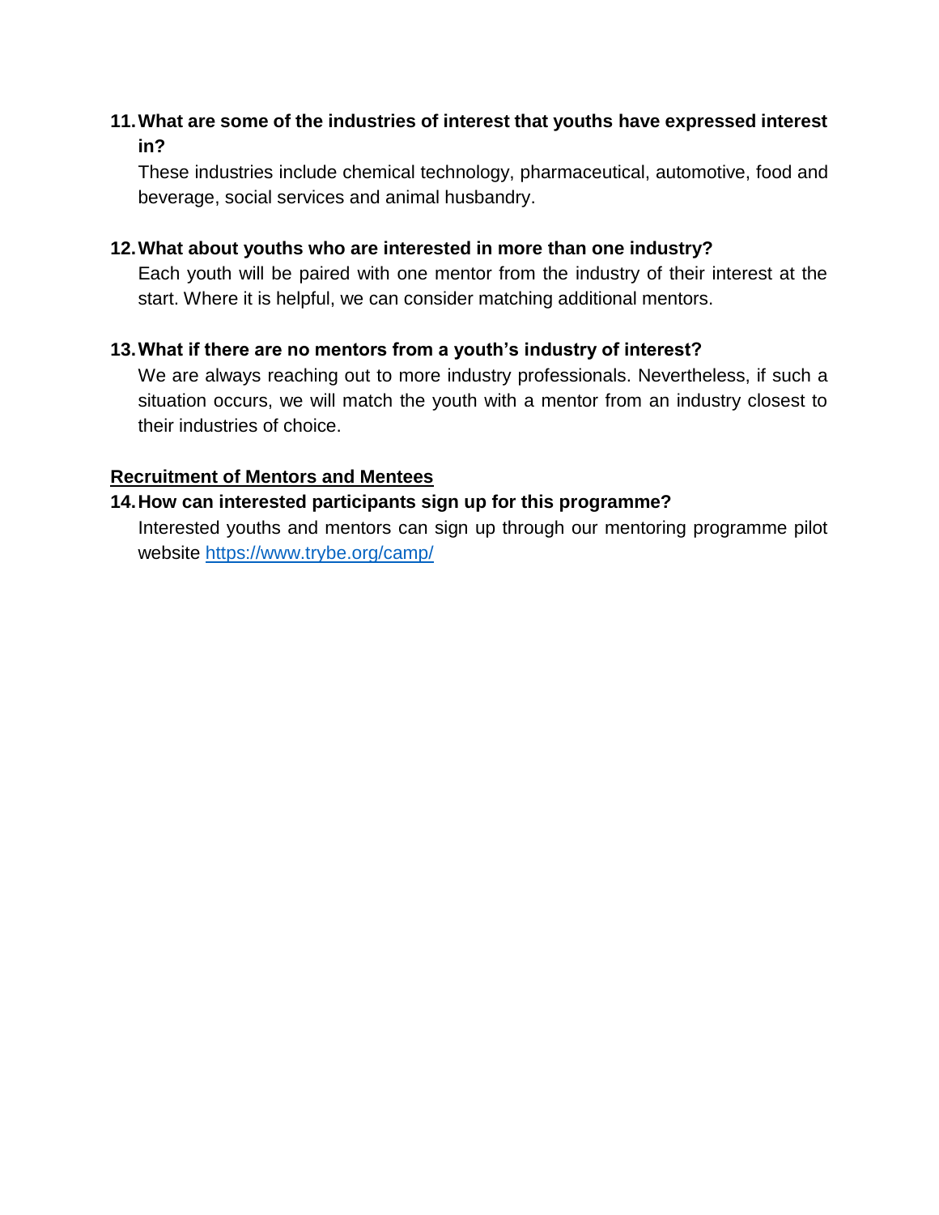11. **What are some of the industries of interest that youths have expressed interest in?**

    These industries include chemical technology, pharmaceutical, automotive, food and beverage, social services and animal husbandry.

12. **What about youths who are interested in more than one industry?**

    Each youth will be paired with one mentor from the industry of their interest at the start. Where it is helpful, we can consider matching additional mentors.

13. **What if there are no mentors from a youth's industry of interest?**

    We are always reaching out to more industry professionals. Nevertheless, if such a situation occurs, we will match the youth with a mentor from an industry closest to their industries of choice.

**<u>Recruitment of Mentors and Mentees</u>**

14. **How can interested participants sign up for this programme?**

    Interested youths and mentors can sign up through our mentoring programme pilot website [https://www.trybe.org/camp/](https://www.trybe.org/camp/)